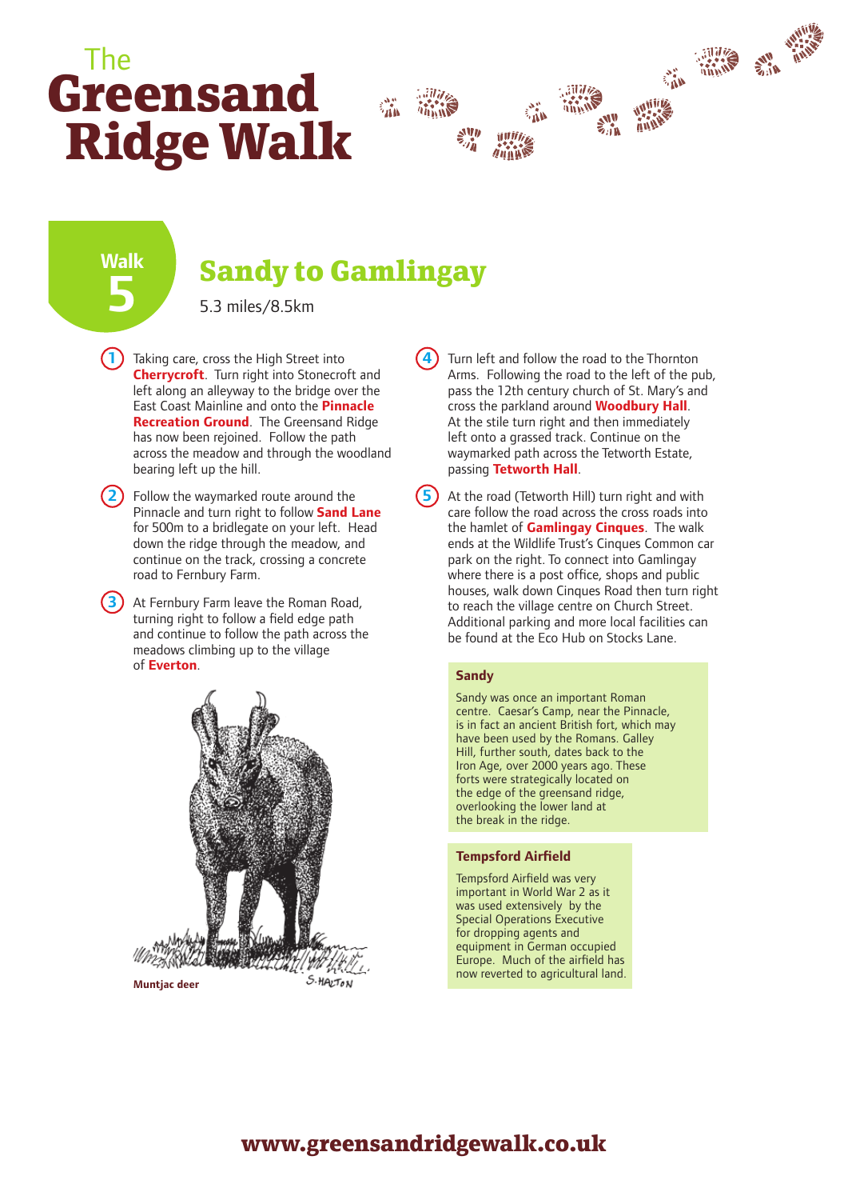# The Greensand Ridge Walk

## Walk 5

## Sandy to Gamlingay

5.3 miles/8.5km

1. Taking care, cross the High Street into **Cherrycroft**. Turn right into Stonecroft and left along an alleyway to the bridge over the East Coast Mainline and onto the **Pinnacle Recreation Ground**. The Greensand Ridge has now been rejoined. Follow the path across the meadow and through the woodland bearing left up the hill.

2. Follow the waymarked route around the Pinnacle and turn right to follow **Sand Lane** for 500m to a bridlegate on your left. Head down the ridge through the meadow, and continue on the track, crossing a concrete road to Fernbury Farm.

3. At Fernbury Farm leave the Roman Road, turning right to follow a field edge path and continue to follow the path across the meadows climbing up to the village of **Everton**.

Muntjac deer

4. Turn left and follow the road to the Thornton Arms. Following the road to the left of the pub, pass the 12th century church of St. Mary's and cross the parkland around **Woodbury Hall**. At the stile turn right and then immediately left onto a grassed track. Continue on the waymarked path across the Tetworth Estate, passing **Tetworth Hall**.

5. At the road (Tetworth Hill) turn right and with care follow the road across the cross roads into the hamlet of **Gamlingay Cinques**. The walk ends at the Wildlife Trust's Cinques Common car park on the right. To connect into Gamlingay where there is a post office, shops and public houses, walk down Cinques Road then turn right to reach the village centre on Church Street. Additional parking and more local facilities can be found at the Eco Hub on Stocks Lane.

### Sandy

Sandy was once an important Roman centre. Caesar's Camp, near the Pinnacle, is in fact an ancient British fort, which may have been used by the Romans. Galley Hill, further south, dates back to the Iron Age, over 2000 years ago. These forts were strategically located on the edge of the greensand ridge, overlooking the lower land at the break in the ridge.

### Tempsford Airfield

Tempsford Airfield was very important in World War 2 as it was used extensively by the Special Operations Executive for dropping agents and equipment in German occupied Europe. Much of the airfield has now reverted to agricultural land.

www.greensandridgewalk.co.uk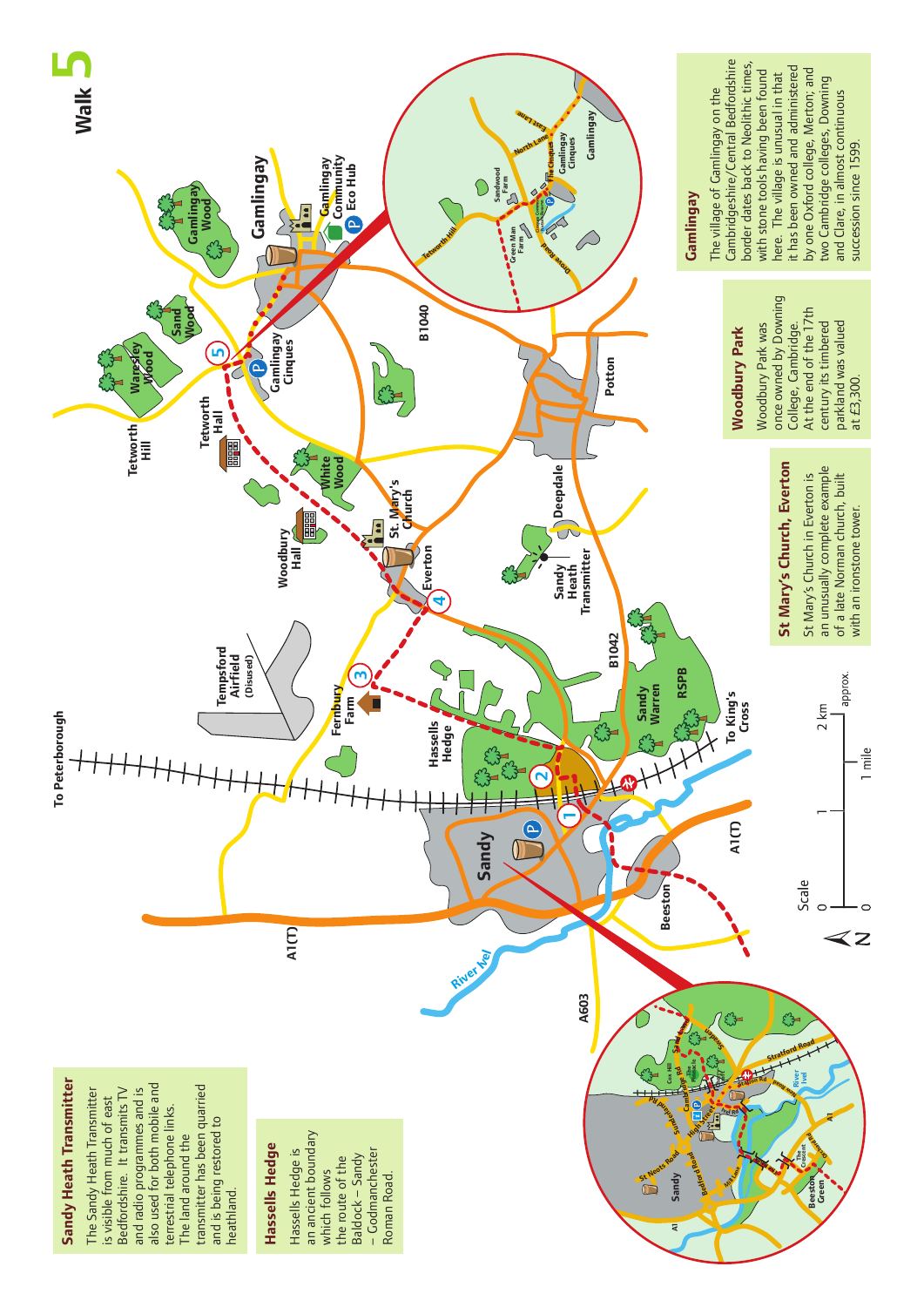# Walk 5

## Sandy Heath Transmitter

The Sandy Heath Transmitter is visible from much of east Bedfordshire. It transmits TV and radio programmes and is also used for both mobile and terrestrial telephone links. The land around the transmitter has been quarried and is being restored to heathland.

## Hassells Hedge

Hassells Hedge is an ancient boundary which follows the route of the Baldock – Sandy – Godmanchester Roman Road.

## St Mary's Church, Everton

St Mary's Church in Everton is an unusually complete example of a late Norman church, built with an ironstone tower.

## Woodbury Park

Woodbury Park was once owned by Downing College, Cambridge. At the end of the 17th century its timbered parkland was valued at £3,300.

## Gamlingay

The village of Gamlingay on the Cambridgeshire/Central Bedfordshire border dates back to Neolithic times, with stone tools having been found here. The village is unusual in that it has been owned and administered by one Oxford college, Merton; and two Cambridge colleges, Downing and Clare, in almost continuous succession since 1599.

To Peterborough
To King's Cross
Sandy
Beeston
A1(T)
A603
River Ivel
Tempsford Airfield (Disused)
Fernbury Farm
Hassells Hedge
Sandy Warren
RSPB
B1042
Sandy Heath Transmitter
Deepdale
Everton
St. Mary's Church
Woodbury Hall
White Wood
Tetworth Hall
Tetworth Hill
Waresley Wood
Sand Wood
Gamlingay Cinques
Gamlingay Wood
Gamlingay
Gamlingay Community Eco Hub
B1040
Potton
1 2 3 4 5

Scale
0 1 2 km approx.
0 1 mile
N